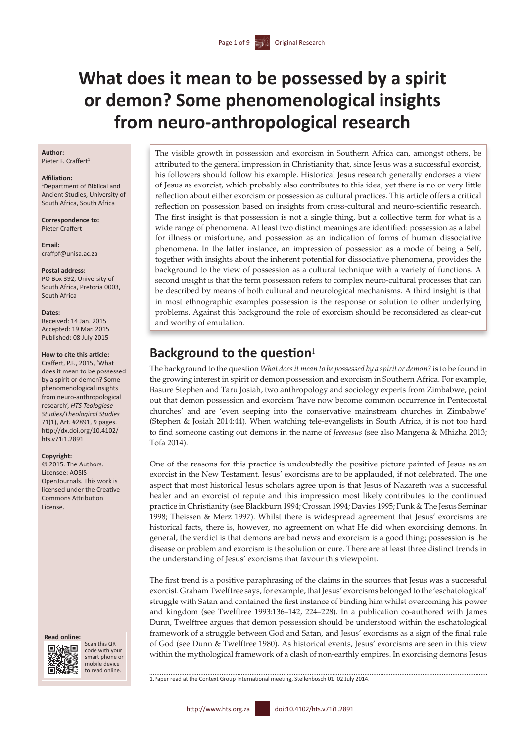# What does it mean to be possessed by a spirit or demon? Some phenomenological insights from neuro-anthropological research

**Author:**
Pieter F. Craffert[1]

**Affiliation:**
[1]Department of Biblical and Ancient Studies, University of South Africa, South Africa

**Correspondence to:**
Pieter Craffert

**Email:**
craffpf@unisa.ac.za

**Postal address:**
PO Box 392, University of South Africa, Pretoria 0003, South Africa

**Dates:**
Received: 14 Jan. 2015
Accepted: 19 Mar. 2015
Published: 08 July 2015

**How to cite this article:**
Craffert, P.F., 2015, 'What does it mean to be possessed by a spirit or demon? Some phenomenological insights from neuro-anthropological research', *HTS Teologiese Studies/Theological Studies* 71(1), Art. #2891, 9 pages. http://dx.doi.org/10.4102/hts.v71i1.2891

**Copyright:**
© 2015. The Authors. Licensee: AOSIS OpenJournals. This work is licensed under the Creative Commons Attribution License.

**Read online:**
Scan this QR code with your smart phone or mobile device to read online.

The visible growth in possession and exorcism in Southern Africa can, amongst others, be attributed to the general impression in Christianity that, since Jesus was a successful exorcist, his followers should follow his example. Historical Jesus research generally endorses a view of Jesus as exorcist, which probably also contributes to this idea, yet there is no or very little reflection about either exorcism or possession as cultural practices. This article offers a critical reflection on possession based on insights from cross-cultural and neuro-scientific research. The first insight is that possession is not a single thing, but a collective term for what is a wide range of phenomena. At least two distinct meanings are identified: possession as a label for illness or misfortune, and possession as an indication of forms of human dissociative phenomena. In the latter instance, an impression of possession as a mode of being a Self, together with insights about the inherent potential for dissociative phenomena, provides the background to the view of possession as a cultural technique with a variety of functions. A second insight is that the term possession refers to complex neuro-cultural processes that can be described by means of both cultural and neurological mechanisms. A third insight is that in most ethnographic examples possession is the response or solution to other underlying problems. Against this background the role of exorcism should be reconsidered as clear-cut and worthy of emulation.

## Background to the question[1]

The background to the question *What does it mean to be possessed by a spirit or demon?* is to be found in the growing interest in spirit or demon possession and exorcism in Southern Africa. For example, Basure Stephen and Taru Josiah, two anthropology and sociology experts from Zimbabwe, point out that demon possession and exorcism 'have now become common occurrence in Pentecostal churches' and are 'even seeping into the conservative mainstream churches in Zimbabwe' (Stephen & Josiah 2014:44). When watching tele-evangelists in South Africa, it is not too hard to find someone casting out demons in the name of *Jeeeeesus* (see also Mangena & Mhizha 2013; Tofa 2014).

One of the reasons for this practice is undoubtedly the positive picture painted of Jesus as an exorcist in the New Testament. Jesus' exorcisms are to be applauded, if not celebrated. The one aspect that most historical Jesus scholars agree upon is that Jesus of Nazareth was a successful healer and an exorcist of repute and this impression most likely contributes to the continued practice in Christianity (see Blackburn 1994; Crossan 1994; Davies 1995; Funk & The Jesus Seminar 1998; Theissen & Merz 1997). Whilst there is widespread agreement that Jesus' exorcisms are historical facts, there is, however, no agreement on what He did when exorcising demons. In general, the verdict is that demons are bad news and exorcism is a good thing; possession is the disease or problem and exorcism is the solution or cure. There are at least three distinct trends in the understanding of Jesus' exorcisms that favour this viewpoint.

The first trend is a positive paraphrasing of the claims in the sources that Jesus was a successful exorcist. Graham Twelftree says, for example, that Jesus' exorcisms belonged to the 'eschatological' struggle with Satan and contained the first instance of binding him whilst overcoming his power and kingdom (see Twelftree 1993:136–142, 224–228). In a publication co-authored with James Dunn, Twelftree argues that demon possession should be understood within the eschatological framework of a struggle between God and Satan, and Jesus' exorcisms as a sign of the final rule of God (see Dunn & Twelftree 1980). As historical events, Jesus' exorcisms are seen in this view within the mythological framework of a clash of non-earthly empires. In exorcising demons Jesus

1.Paper read at the Context Group International meeting, Stellenbosch 01–02 July 2014.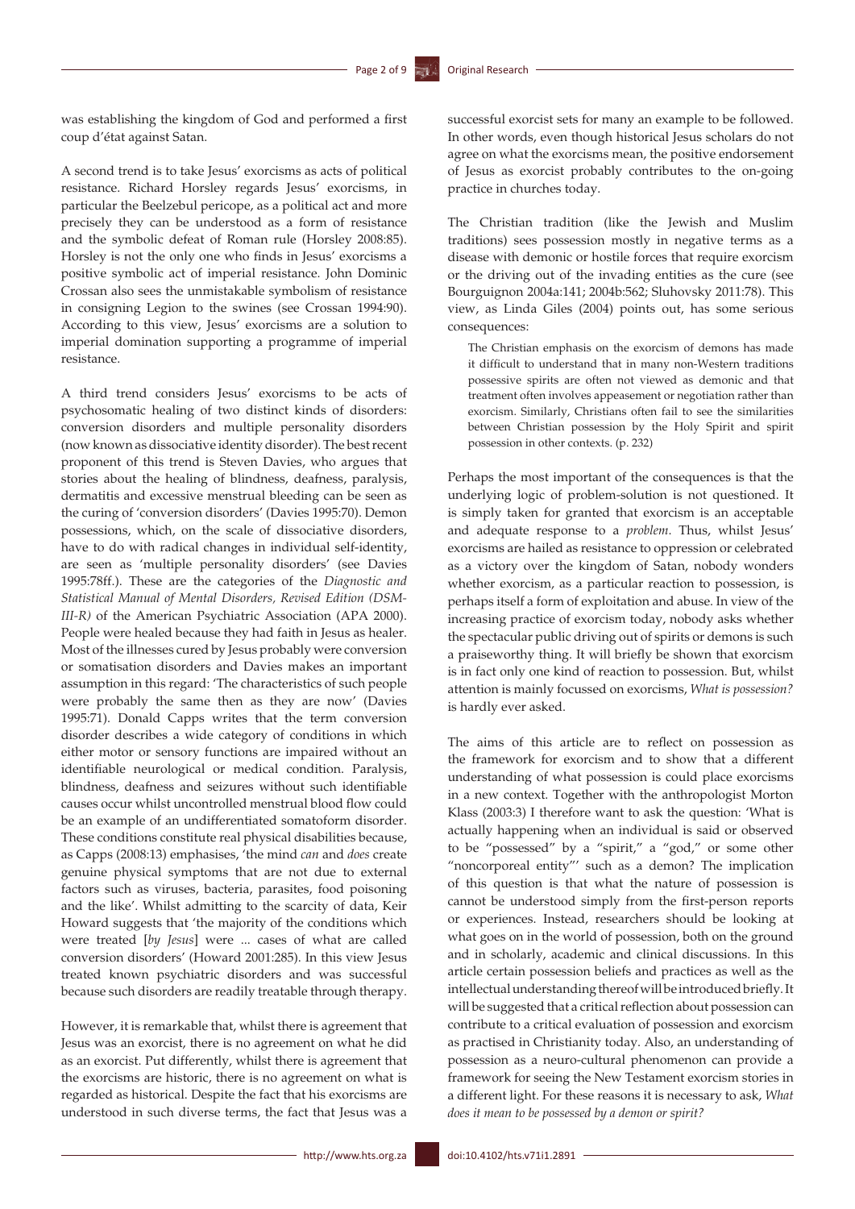was establishing the kingdom of God and performed a first coup d'état against Satan.

A second trend is to take Jesus' exorcisms as acts of political resistance. Richard Horsley regards Jesus' exorcisms, in particular the Beelzebul pericope, as a political act and more precisely they can be understood as a form of resistance and the symbolic defeat of Roman rule (Horsley 2008:85). Horsley is not the only one who finds in Jesus' exorcisms a positive symbolic act of imperial resistance. John Dominic Crossan also sees the unmistakable symbolism of resistance in consigning Legion to the swines (see Crossan 1994:90). According to this view, Jesus' exorcisms are a solution to imperial domination supporting a programme of imperial resistance.

A third trend considers Jesus' exorcisms to be acts of psychosomatic healing of two distinct kinds of disorders: conversion disorders and multiple personality disorders (now known as dissociative identity disorder). The best recent proponent of this trend is Steven Davies, who argues that stories about the healing of blindness, deafness, paralysis, dermatitis and excessive menstrual bleeding can be seen as the curing of 'conversion disorders' (Davies 1995:70). Demon possessions, which, on the scale of dissociative disorders, have to do with radical changes in individual self-identity, are seen as 'multiple personality disorders' (see Davies 1995:78ff.). These are the categories of the *Diagnostic and Statistical Manual of Mental Disorders, Revised Edition (DSM-III-R)* of the American Psychiatric Association (APA 2000). People were healed because they had faith in Jesus as healer. Most of the illnesses cured by Jesus probably were conversion or somatisation disorders and Davies makes an important assumption in this regard: 'The characteristics of such people were probably the same then as they are now' (Davies 1995:71). Donald Capps writes that the term conversion disorder describes a wide category of conditions in which either motor or sensory functions are impaired without an identifiable neurological or medical condition. Paralysis, blindness, deafness and seizures without such identifiable causes occur whilst uncontrolled menstrual blood flow could be an example of an undifferentiated somatoform disorder. These conditions constitute real physical disabilities because, as Capps (2008:13) emphasises, 'the mind *can* and *does* create genuine physical symptoms that are not due to external factors such as viruses, bacteria, parasites, food poisoning and the like'. Whilst admitting to the scarcity of data, Keir Howard suggests that 'the majority of the conditions which were treated [*by Jesus*] were ... cases of what are called conversion disorders' (Howard 2001:285). In this view Jesus treated known psychiatric disorders and was successful because such disorders are readily treatable through therapy.

However, it is remarkable that, whilst there is agreement that Jesus was an exorcist, there is no agreement on what he did as an exorcist. Put differently, whilst there is agreement that the exorcisms are historic, there is no agreement on what is regarded as historical. Despite the fact that his exorcisms are understood in such diverse terms, the fact that Jesus was a successful exorcist sets for many an example to be followed. In other words, even though historical Jesus scholars do not agree on what the exorcisms mean, the positive endorsement of Jesus as exorcist probably contributes to the on-going practice in churches today.

The Christian tradition (like the Jewish and Muslim traditions) sees possession mostly in negative terms as a disease with demonic or hostile forces that require exorcism or the driving out of the invading entities as the cure (see Bourguignon 2004a:141; 2004b:562; Sluhovsky 2011:78). This view, as Linda Giles (2004) points out, has some serious consequences:

> The Christian emphasis on the exorcism of demons has made it difficult to understand that in many non-Western traditions possessive spirits are often not viewed as demonic and that treatment often involves appeasement or negotiation rather than exorcism. Similarly, Christians often fail to see the similarities between Christian possession by the Holy Spirit and spirit possession in other contexts. (p. 232)

Perhaps the most important of the consequences is that the underlying logic of problem-solution is not questioned. It is simply taken for granted that exorcism is an acceptable and adequate response to a *problem*. Thus, whilst Jesus' exorcisms are hailed as resistance to oppression or celebrated as a victory over the kingdom of Satan, nobody wonders whether exorcism, as a particular reaction to possession, is perhaps itself a form of exploitation and abuse. In view of the increasing practice of exorcism today, nobody asks whether the spectacular public driving out of spirits or demons is such a praiseworthy thing. It will briefly be shown that exorcism is in fact only one kind of reaction to possession. But, whilst attention is mainly focussed on exorcisms, *What is possession?* is hardly ever asked.

The aims of this article are to reflect on possession as the framework for exorcism and to show that a different understanding of what possession is could place exorcisms in a new context. Together with the anthropologist Morton Klass (2003:3) I therefore want to ask the question: 'What is actually happening when an individual is said or observed to be "possessed" by a "spirit," a "god," or some other "noncorporeal entity"' such as a demon? The implication of this question is that what the nature of possession is cannot be understood simply from the first-person reports or experiences. Instead, researchers should be looking at what goes on in the world of possession, both on the ground and in scholarly, academic and clinical discussions. In this article certain possession beliefs and practices as well as the intellectual understanding thereof will be introduced briefly. It will be suggested that a critical reflection about possession can contribute to a critical evaluation of possession and exorcism as practised in Christianity today. Also, an understanding of possession as a neuro-cultural phenomenon can provide a framework for seeing the New Testament exorcism stories in a different light. For these reasons it is necessary to ask, *What does it mean to be possessed by a demon or spirit?*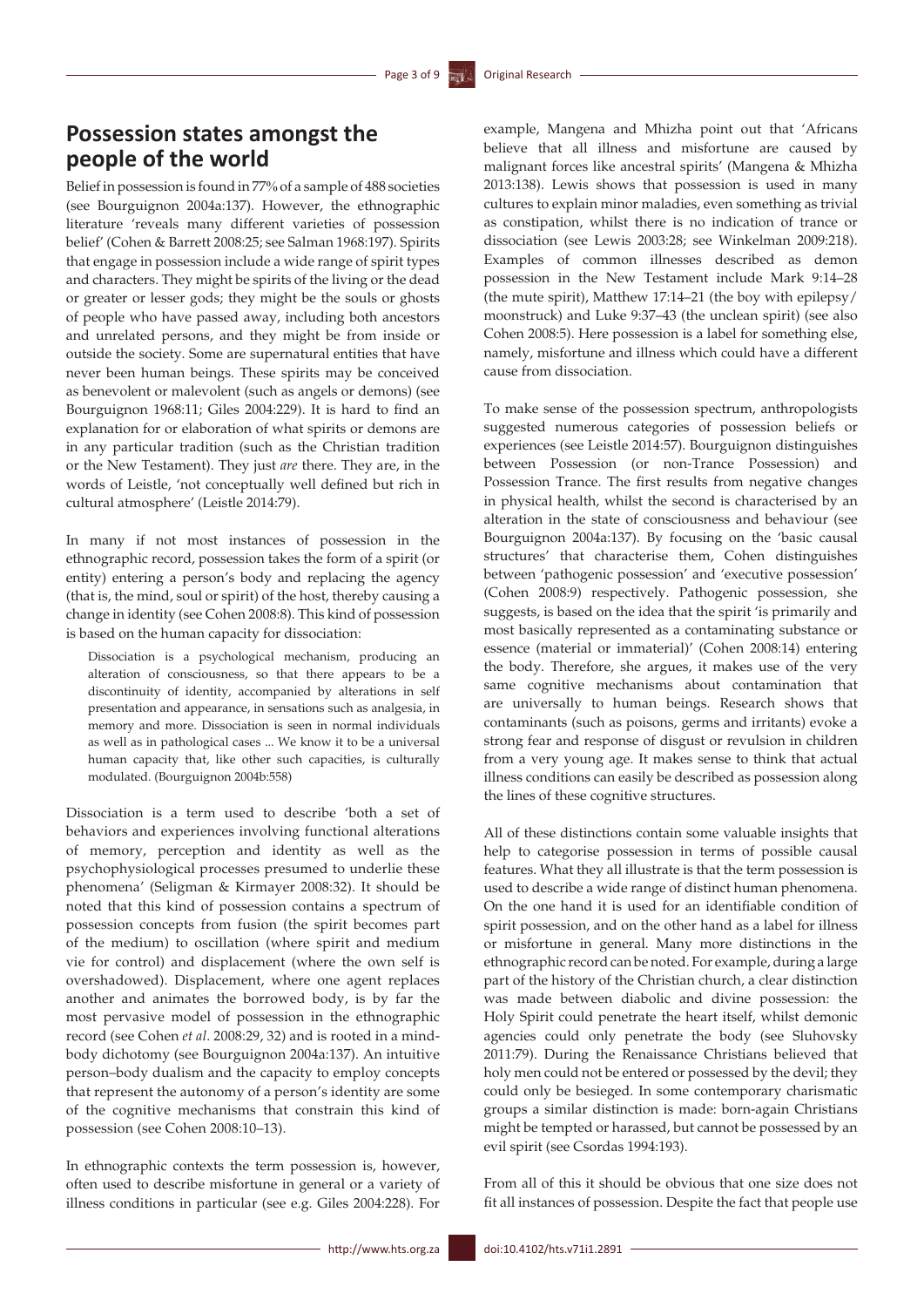## Possession states amongst the people of the world

Belief in possession is found in 77% of a sample of 488 societies (see Bourguignon 2004a:137). However, the ethnographic literature 'reveals many different varieties of possession belief' (Cohen & Barrett 2008:25; see Salman 1968:197). Spirits that engage in possession include a wide range of spirit types and characters. They might be spirits of the living or the dead or greater or lesser gods; they might be the souls or ghosts of people who have passed away, including both ancestors and unrelated persons, and they might be from inside or outside the society. Some are supernatural entities that have never been human beings. These spirits may be conceived as benevolent or malevolent (such as angels or demons) (see Bourguignon 1968:11; Giles 2004:229). It is hard to find an explanation for or elaboration of what spirits or demons are in any particular tradition (such as the Christian tradition or the New Testament). They just *are* there. They are, in the words of Leistle, 'not conceptually well defined but rich in cultural atmosphere' (Leistle 2014:79).

In many if not most instances of possession in the ethnographic record, possession takes the form of a spirit (or entity) entering a person's body and replacing the agency (that is, the mind, soul or spirit) of the host, thereby causing a change in identity (see Cohen 2008:8). This kind of possession is based on the human capacity for dissociation:

> Dissociation is a psychological mechanism, producing an alteration of consciousness, so that there appears to be a discontinuity of identity, accompanied by alterations in self presentation and appearance, in sensations such as analgesia, in memory and more. Dissociation is seen in normal individuals as well as in pathological cases ... We know it to be a universal human capacity that, like other such capacities, is culturally modulated. (Bourguignon 2004b:558)

Dissociation is a term used to describe 'both a set of behaviors and experiences involving functional alterations of memory, perception and identity as well as the psychophysiological processes presumed to underlie these phenomena' (Seligman & Kirmayer 2008:32). It should be noted that this kind of possession contains a spectrum of possession concepts from fusion (the spirit becomes part of the medium) to oscillation (where spirit and medium vie for control) and displacement (where the own self is overshadowed). Displacement, where one agent replaces another and animates the borrowed body, is by far the most pervasive model of possession in the ethnographic record (see Cohen *et al*. 2008:29, 32) and is rooted in a mind-body dichotomy (see Bourguignon 2004a:137). An intuitive person–body dualism and the capacity to employ concepts that represent the autonomy of a person's identity are some of the cognitive mechanisms that constrain this kind of possession (see Cohen 2008:10–13).

In ethnographic contexts the term possession is, however, often used to describe misfortune in general or a variety of illness conditions in particular (see e.g. Giles 2004:228). For example, Mangena and Mhizha point out that 'Africans believe that all illness and misfortune are caused by malignant forces like ancestral spirits' (Mangena & Mhizha 2013:138). Lewis shows that possession is used in many cultures to explain minor maladies, even something as trivial as constipation, whilst there is no indication of trance or dissociation (see Lewis 2003:28; see Winkelman 2009:218). Examples of common illnesses described as demon possession in the New Testament include Mark 9:14–28 (the mute spirit), Matthew 17:14–21 (the boy with epilepsy/moonstruck) and Luke 9:37–43 (the unclean spirit) (see also Cohen 2008:5). Here possession is a label for something else, namely, misfortune and illness which could have a different cause from dissociation.

To make sense of the possession spectrum, anthropologists suggested numerous categories of possession beliefs or experiences (see Leistle 2014:57). Bourguignon distinguishes between Possession (or non-Trance Possession) and Possession Trance. The first results from negative changes in physical health, whilst the second is characterised by an alteration in the state of consciousness and behaviour (see Bourguignon 2004a:137). By focusing on the 'basic causal structures' that characterise them, Cohen distinguishes between 'pathogenic possession' and 'executive possession' (Cohen 2008:9) respectively. Pathogenic possession, she suggests, is based on the idea that the spirit 'is primarily and most basically represented as a contaminating substance or essence (material or immaterial)' (Cohen 2008:14) entering the body. Therefore, she argues, it makes use of the very same cognitive mechanisms about contamination that are universally to human beings. Research shows that contaminants (such as poisons, germs and irritants) evoke a strong fear and response of disgust or revulsion in children from a very young age. It makes sense to think that actual illness conditions can easily be described as possession along the lines of these cognitive structures.

All of these distinctions contain some valuable insights that help to categorise possession in terms of possible causal features. What they all illustrate is that the term possession is used to describe a wide range of distinct human phenomena. On the one hand it is used for an identifiable condition of spirit possession, and on the other hand as a label for illness or misfortune in general. Many more distinctions in the ethnographic record can be noted. For example, during a large part of the history of the Christian church, a clear distinction was made between diabolic and divine possession: the Holy Spirit could penetrate the heart itself, whilst demonic agencies could only penetrate the body (see Sluhovsky 2011:79). During the Renaissance Christians believed that holy men could not be entered or possessed by the devil; they could only be besieged. In some contemporary charismatic groups a similar distinction is made: born-again Christians might be tempted or harassed, but cannot be possessed by an evil spirit (see Csordas 1994:193).

From all of this it should be obvious that one size does not fit all instances of possession. Despite the fact that people use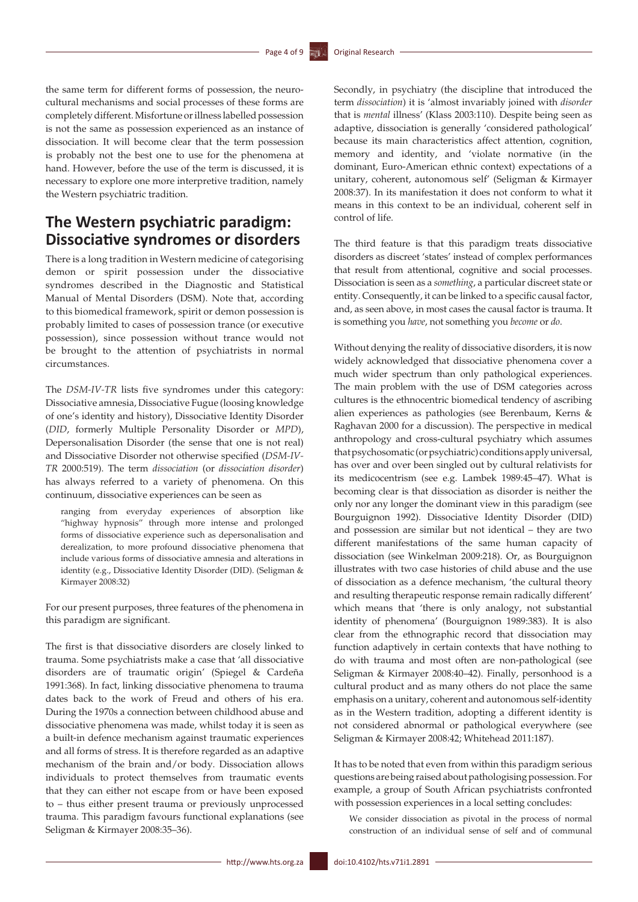the same term for different forms of possession, the neuro-cultural mechanisms and social processes of these forms are completely different. Misfortune or illness labelled possession is not the same as possession experienced as an instance of dissociation. It will become clear that the term possession is probably not the best one to use for the phenomena at hand. However, before the use of the term is discussed, it is necessary to explore one more interpretive tradition, namely the Western psychiatric tradition.

## The Western psychiatric paradigm: Dissociative syndromes or disorders

There is a long tradition in Western medicine of categorising demon or spirit possession under the dissociative syndromes described in the Diagnostic and Statistical Manual of Mental Disorders (DSM). Note that, according to this biomedical framework, spirit or demon possession is probably limited to cases of possession trance (or executive possession), since possession without trance would not be brought to the attention of psychiatrists in normal circumstances.

The *DSM-IV-TR* lists five syndromes under this category: Dissociative amnesia, Dissociative Fugue (loosing knowledge of one's identity and history), Dissociative Identity Disorder (*DID*, formerly Multiple Personality Disorder or *MPD*), Depersonalisation Disorder (the sense that one is not real) and Dissociative Disorder not otherwise specified (*DSM-IV-TR* 2000:519). The term *dissociation* (or *dissociation disorder*) has always referred to a variety of phenomena. On this continuum, dissociative experiences can be seen as

> ranging from everyday experiences of absorption like "highway hypnosis" through more intense and prolonged forms of dissociative experience such as depersonalisation and derealization, to more profound dissociative phenomena that include various forms of dissociative amnesia and alterations in identity (e.g., Dissociative Identity Disorder (DID). (Seligman & Kirmayer 2008:32)

For our present purposes, three features of the phenomena in this paradigm are significant.

The first is that dissociative disorders are closely linked to trauma. Some psychiatrists make a case that 'all dissociative disorders are of traumatic origin' (Spiegel & Cardeña 1991:368). In fact, linking dissociative phenomena to trauma dates back to the work of Freud and others of his era. During the 1970s a connection between childhood abuse and dissociative phenomena was made, whilst today it is seen as a built-in defence mechanism against traumatic experiences and all forms of stress. It is therefore regarded as an adaptive mechanism of the brain and/or body. Dissociation allows individuals to protect themselves from traumatic events that they can either not escape from or have been exposed to – thus either present trauma or previously unprocessed trauma. This paradigm favours functional explanations (see Seligman & Kirmayer 2008:35–36).

Secondly, in psychiatry (the discipline that introduced the term *dissociation*) it is 'almost invariably joined with *disorder* that is *mental* illness' (Klass 2003:110). Despite being seen as adaptive, dissociation is generally 'considered pathological' because its main characteristics affect attention, cognition, memory and identity, and 'violate normative (in the dominant, Euro-American ethnic context) expectations of a unitary, coherent, autonomous self' (Seligman & Kirmayer 2008:37). In its manifestation it does not conform to what it means in this context to be an individual, coherent self in control of life.

The third feature is that this paradigm treats dissociative disorders as discreet 'states' instead of complex performances that result from attentional, cognitive and social processes. Dissociation is seen as a *something*, a particular discreet state or entity. Consequently, it can be linked to a specific causal factor, and, as seen above, in most cases the causal factor is trauma. It is something you *have*, not something you *become* or *do*.

Without denying the reality of dissociative disorders, it is now widely acknowledged that dissociative phenomena cover a much wider spectrum than only pathological experiences. The main problem with the use of DSM categories across cultures is the ethnocentric biomedical tendency of ascribing alien experiences as pathologies (see Berenbaum, Kerns & Raghavan 2000 for a discussion). The perspective in medical anthropology and cross-cultural psychiatry which assumes that psychosomatic (or psychiatric) conditions apply universal, has over and over been singled out by cultural relativists for its medicocentrism (see e.g. Lambek 1989:45–47). What is becoming clear is that dissociation as disorder is neither the only nor any longer the dominant view in this paradigm (see Bourguignon 1992). Dissociative Identity Disorder (DID) and possession are similar but not identical – they are two different manifestations of the same human capacity of dissociation (see Winkelman 2009:218). Or, as Bourguignon illustrates with two case histories of child abuse and the use of dissociation as a defence mechanism, 'the cultural theory and resulting therapeutic response remain radically different' which means that 'there is only analogy, not substantial identity of phenomena' (Bourguignon 1989:383). It is also clear from the ethnographic record that dissociation may function adaptively in certain contexts that have nothing to do with trauma and most often are non-pathological (see Seligman & Kirmayer 2008:40–42). Finally, personhood is a cultural product and as many others do not place the same emphasis on a unitary, coherent and autonomous self-identity as in the Western tradition, adopting a different identity is not considered abnormal or pathological everywhere (see Seligman & Kirmayer 2008:42; Whitehead 2011:187).

It has to be noted that even from within this paradigm serious questions are being raised about pathologising possession. For example, a group of South African psychiatrists confronted with possession experiences in a local setting concludes:

> We consider dissociation as pivotal in the process of normal construction of an individual sense of self and of communal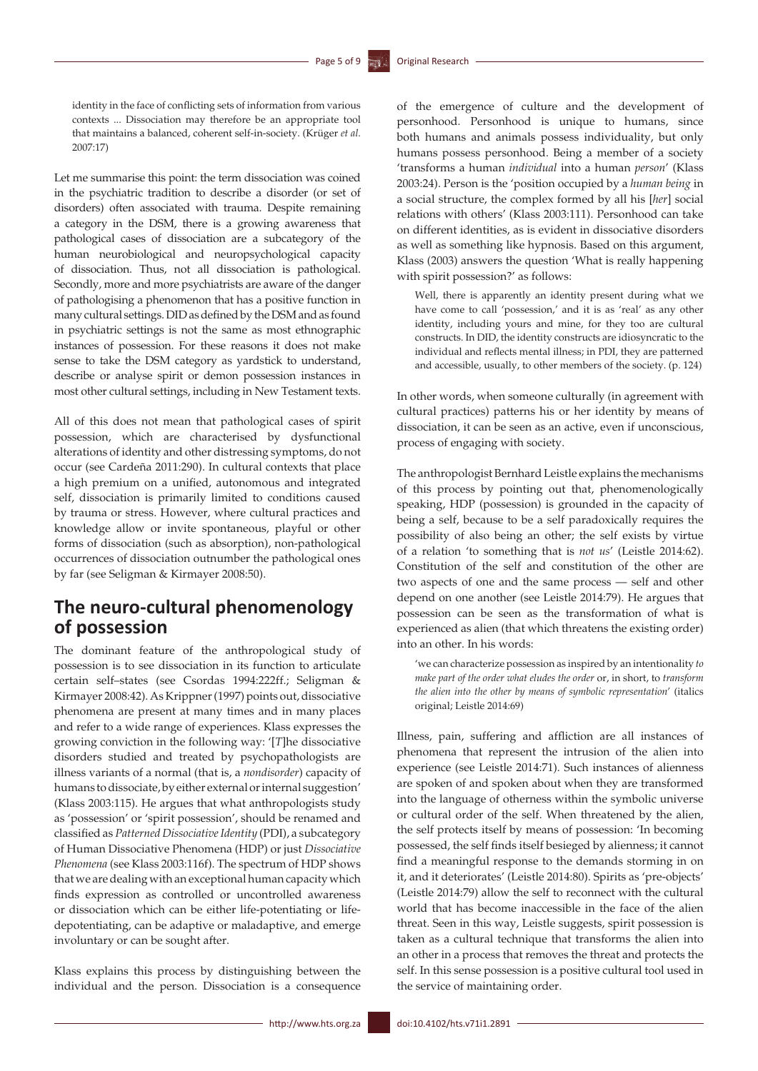identity in the face of conflicting sets of information from various contexts ... Dissociation may therefore be an appropriate tool that maintains a balanced, coherent self-in-society. (Krüger *et al.* 2007:17)

Let me summarise this point: the term dissociation was coined in the psychiatric tradition to describe a disorder (or set of disorders) often associated with trauma. Despite remaining a category in the DSM, there is a growing awareness that pathological cases of dissociation are a subcategory of the human neurobiological and neuropsychological capacity of dissociation. Thus, not all dissociation is pathological. Secondly, more and more psychiatrists are aware of the danger of pathologising a phenomenon that has a positive function in many cultural settings. DID as defined by the DSM and as found in psychiatric settings is not the same as most ethnographic instances of possession. For these reasons it does not make sense to take the DSM category as yardstick to understand, describe or analyse spirit or demon possession instances in most other cultural settings, including in New Testament texts.

All of this does not mean that pathological cases of spirit possession, which are characterised by dysfunctional alterations of identity and other distressing symptoms, do not occur (see Cardeña 2011:290). In cultural contexts that place a high premium on a unified, autonomous and integrated self, dissociation is primarily limited to conditions caused by trauma or stress. However, where cultural practices and knowledge allow or invite spontaneous, playful or other forms of dissociation (such as absorption), non-pathological occurrences of dissociation outnumber the pathological ones by far (see Seligman & Kirmayer 2008:50).

## The neuro-cultural phenomenology of possession

The dominant feature of the anthropological study of possession is to see dissociation in its function to articulate certain self–states (see Csordas 1994:222ff.; Seligman & Kirmayer 2008:42). As Krippner (1997) points out, dissociative phenomena are present at many times and in many places and refer to a wide range of experiences. Klass expresses the growing conviction in the following way: '[*T*]he dissociative disorders studied and treated by psychopathologists are illness variants of a normal (that is, a *nondisorder*) capacity of humans to dissociate, by either external or internal suggestion' (Klass 2003:115). He argues that what anthropologists study as 'possession' or 'spirit possession', should be renamed and classified as *Patterned Dissociative Identity* (PDI), a subcategory of Human Dissociative Phenomena (HDP) or just *Dissociative Phenomena* (see Klass 2003:116f). The spectrum of HDP shows that we are dealing with an exceptional human capacity which finds expression as controlled or uncontrolled awareness or dissociation which can be either life-potentiating or life-depotentiating, can be adaptive or maladaptive, and emerge involuntary or can be sought after.

Klass explains this process by distinguishing between the individual and the person. Dissociation is a consequence of the emergence of culture and the development of personhood. Personhood is unique to humans, since both humans and animals possess individuality, but only humans possess personhood. Being a member of a society 'transforms a human *individual* into a human *person*' (Klass 2003:24). Person is the 'position occupied by a *human being* in a social structure, the complex formed by all his [*her*] social relations with others' (Klass 2003:111). Personhood can take on different identities, as is evident in dissociative disorders as well as something like hypnosis. Based on this argument, Klass (2003) answers the question 'What is really happening with spirit possession?' as follows:

> Well, there is apparently an identity present during what we have come to call 'possession,' and it is as 'real' as any other identity, including yours and mine, for they too are cultural constructs. In DID, the identity constructs are idiosyncratic to the individual and reflects mental illness; in PDI, they are patterned and accessible, usually, to other members of the society. (p. 124)

In other words, when someone culturally (in agreement with cultural practices) patterns his or her identity by means of dissociation, it can be seen as an active, even if unconscious, process of engaging with society.

The anthropologist Bernhard Leistle explains the mechanisms of this process by pointing out that, phenomenologically speaking, HDP (possession) is grounded in the capacity of being a self, because to be a self paradoxically requires the possibility of also being an other; the self exists by virtue of a relation 'to something that is *not us*' (Leistle 2014:62). Constitution of the self and constitution of the other are two aspects of one and the same process — self and other depend on one another (see Leistle 2014:79). He argues that possession can be seen as the transformation of what is experienced as alien (that which threatens the existing order) into an other. In his words:

> 'we can characterize possession as inspired by an intentionality *to make part of the order what eludes the order* or, in short, to *transform the alien into the other by means of symbolic representation*' (italics original; Leistle 2014:69)

Illness, pain, suffering and affliction are all instances of phenomena that represent the intrusion of the alien into experience (see Leistle 2014:71). Such instances of alienness are spoken of and spoken about when they are transformed into the language of otherness within the symbolic universe or cultural order of the self. When threatened by the alien, the self protects itself by means of possession: 'In becoming possessed, the self finds itself besieged by alienness; it cannot find a meaningful response to the demands storming in on it, and it deteriorates' (Leistle 2014:80). Spirits as 'pre-objects' (Leistle 2014:79) allow the self to reconnect with the cultural world that has become inaccessible in the face of the alien threat. Seen in this way, Leistle suggests, spirit possession is taken as a cultural technique that transforms the alien into an other in a process that removes the threat and protects the self. In this sense possession is a positive cultural tool used in the service of maintaining order.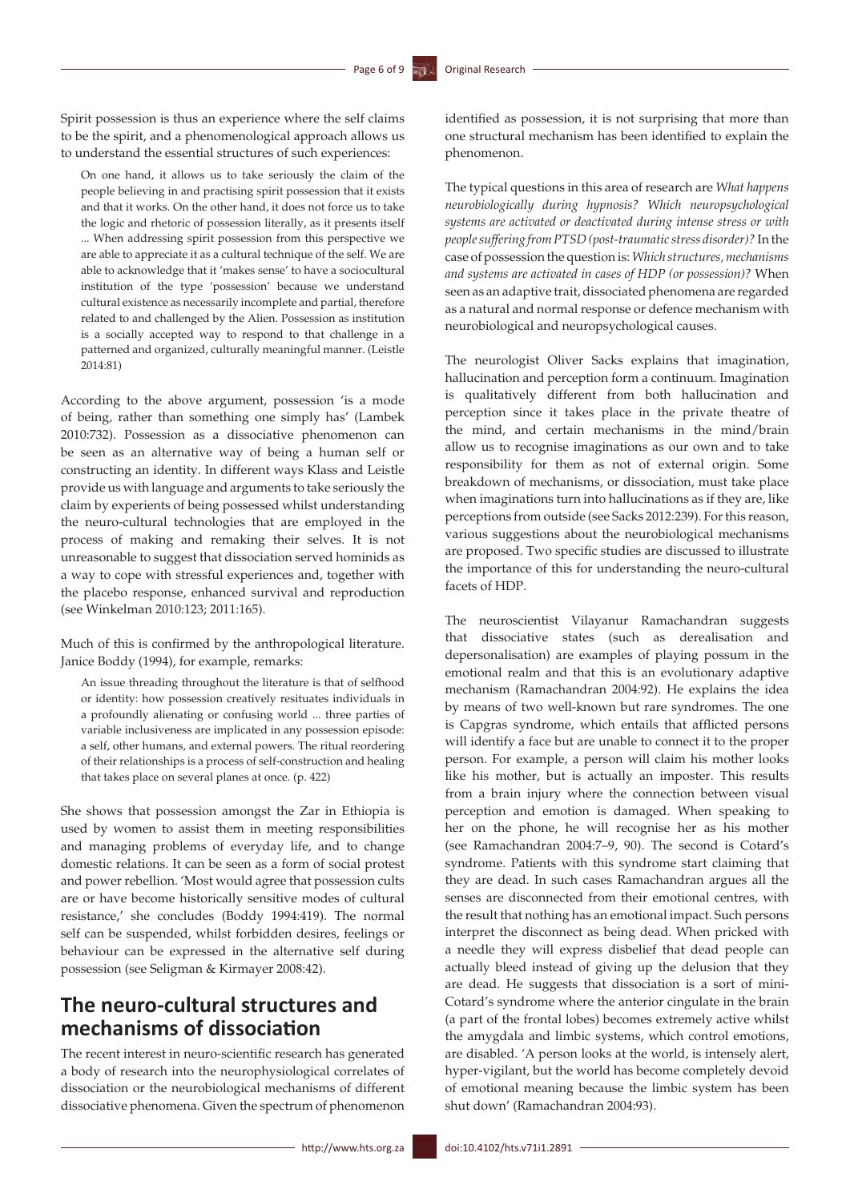Spirit possession is thus an experience where the self claims to be the spirit, and a phenomenological approach allows us to understand the essential structures of such experiences:

> On one hand, it allows us to take seriously the claim of the people believing in and practising spirit possession that it exists and that it works. On the other hand, it does not force us to take the logic and rhetoric of possession literally, as it presents itself ... When addressing spirit possession from this perspective we are able to appreciate it as a cultural technique of the self. We are able to acknowledge that it 'makes sense' to have a sociocultural institution of the type 'possession' because we understand cultural existence as necessarily incomplete and partial, therefore related to and challenged by the Alien. Possession as institution is a socially accepted way to respond to that challenge in a patterned and organized, culturally meaningful manner. (Leistle 2014:81)

According to the above argument, possession 'is a mode of being, rather than something one simply has' (Lambek 2010:732). Possession as a dissociative phenomenon can be seen as an alternative way of being a human self or constructing an identity. In different ways Klass and Leistle provide us with language and arguments to take seriously the claim by experients of being possessed whilst understanding the neuro-cultural technologies that are employed in the process of making and remaking their selves. It is not unreasonable to suggest that dissociation served hominids as a way to cope with stressful experiences and, together with the placebo response, enhanced survival and reproduction (see Winkelman 2010:123; 2011:165).

Much of this is confirmed by the anthropological literature. Janice Boddy (1994), for example, remarks:

> An issue threading throughout the literature is that of selfhood or identity: how possession creatively resituates individuals in a profoundly alienating or confusing world ... three parties of variable inclusiveness are implicated in any possession episode: a self, other humans, and external powers. The ritual reordering of their relationships is a process of self-construction and healing that takes place on several planes at once. (p. 422)

She shows that possession amongst the Zar in Ethiopia is used by women to assist them in meeting responsibilities and managing problems of everyday life, and to change domestic relations. It can be seen as a form of social protest and power rebellion. 'Most would agree that possession cults are or have become historically sensitive modes of cultural resistance,' she concludes (Boddy 1994:419). The normal self can be suspended, whilst forbidden desires, feelings or behaviour can be expressed in the alternative self during possession (see Seligman & Kirmayer 2008:42).

## The neuro-cultural structures and mechanisms of dissociation

The recent interest in neuro-scientific research has generated a body of research into the neurophysiological correlates of dissociation or the neurobiological mechanisms of different dissociative phenomena. Given the spectrum of phenomenon identified as possession, it is not surprising that more than one structural mechanism has been identified to explain the phenomenon.

The typical questions in this area of research are *What happens neurobiologically during hypnosis? Which neuropsychological systems are activated or deactivated during intense stress or with people suffering from PTSD (post-traumatic stress disorder)?* In the case of possession the question is: *Which structures, mechanisms and systems are activated in cases of HDP (or possession)?* When seen as an adaptive trait, dissociated phenomena are regarded as a natural and normal response or defence mechanism with neurobiological and neuropsychological causes.

The neurologist Oliver Sacks explains that imagination, hallucination and perception form a continuum. Imagination is qualitatively different from both hallucination and perception since it takes place in the private theatre of the mind, and certain mechanisms in the mind/brain allow us to recognise imaginations as our own and to take responsibility for them as not of external origin. Some breakdown of mechanisms, or dissociation, must take place when imaginations turn into hallucinations as if they are, like perceptions from outside (see Sacks 2012:239). For this reason, various suggestions about the neurobiological mechanisms are proposed. Two specific studies are discussed to illustrate the importance of this for understanding the neuro-cultural facets of HDP.

The neuroscientist Vilayanur Ramachandran suggests that dissociative states (such as derealisation and depersonalisation) are examples of playing possum in the emotional realm and that this is an evolutionary adaptive mechanism (Ramachandran 2004:92). He explains the idea by means of two well-known but rare syndromes. The one is Capgras syndrome, which entails that afflicted persons will identify a face but are unable to connect it to the proper person. For example, a person will claim his mother looks like his mother, but is actually an imposter. This results from a brain injury where the connection between visual perception and emotion is damaged. When speaking to her on the phone, he will recognise her as his mother (see Ramachandran 2004:7–9, 90). The second is Cotard's syndrome. Patients with this syndrome start claiming that they are dead. In such cases Ramachandran argues all the senses are disconnected from their emotional centres, with the result that nothing has an emotional impact. Such persons interpret the disconnect as being dead. When pricked with a needle they will express disbelief that dead people can actually bleed instead of giving up the delusion that they are dead. He suggests that dissociation is a sort of mini-Cotard's syndrome where the anterior cingulate in the brain (a part of the frontal lobes) becomes extremely active whilst the amygdala and limbic systems, which control emotions, are disabled. 'A person looks at the world, is intensely alert, hyper-vigilant, but the world has become completely devoid of emotional meaning because the limbic system has been shut down' (Ramachandran 2004:93).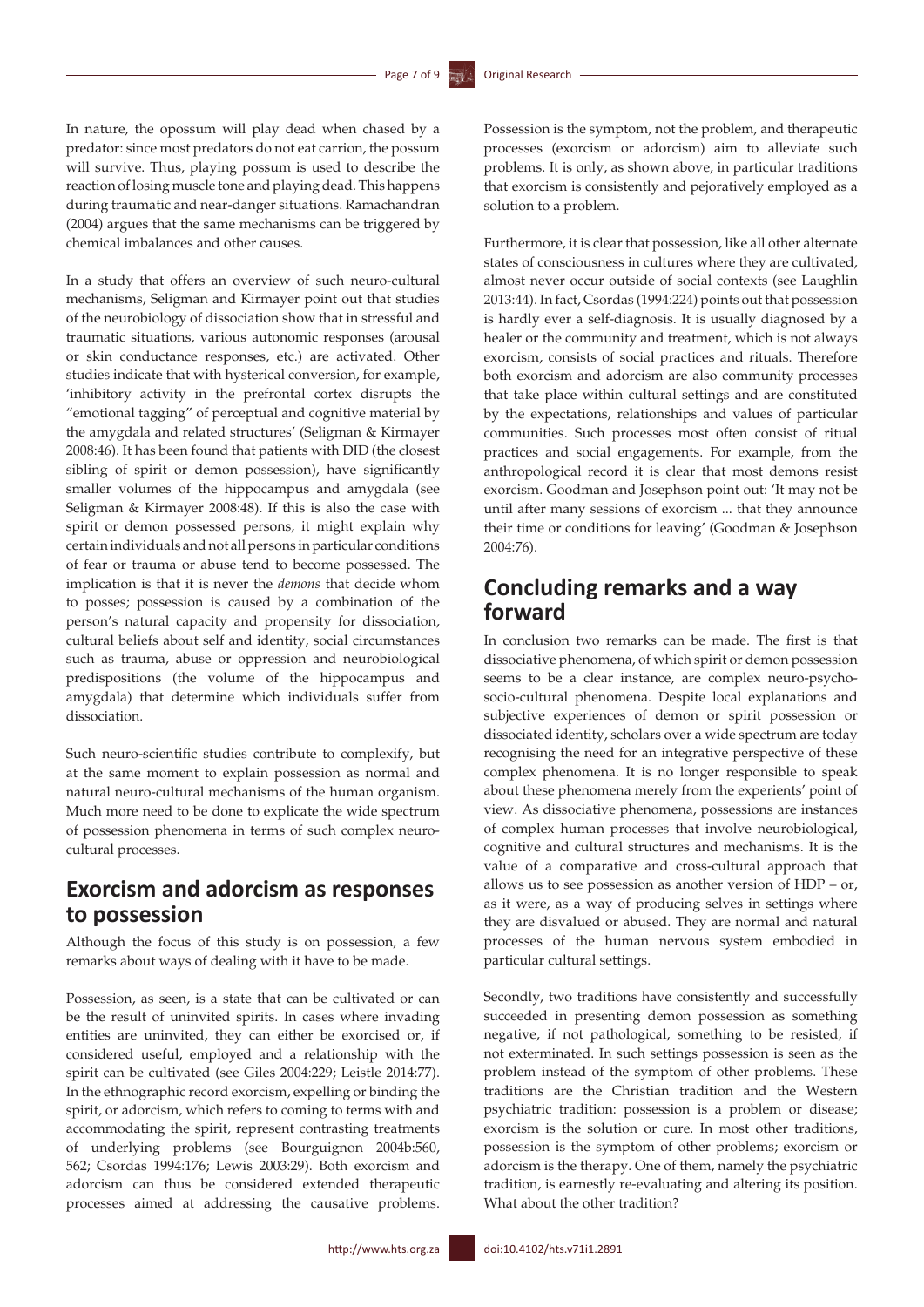In nature, the opossum will play dead when chased by a predator: since most predators do not eat carrion, the possum will survive. Thus, playing possum is used to describe the reaction of losing muscle tone and playing dead. This happens during traumatic and near-danger situations. Ramachandran (2004) argues that the same mechanisms can be triggered by chemical imbalances and other causes.

In a study that offers an overview of such neuro-cultural mechanisms, Seligman and Kirmayer point out that studies of the neurobiology of dissociation show that in stressful and traumatic situations, various autonomic responses (arousal or skin conductance responses, etc.) are activated. Other studies indicate that with hysterical conversion, for example, 'inhibitory activity in the prefrontal cortex disrupts the "emotional tagging" of perceptual and cognitive material by the amygdala and related structures' (Seligman & Kirmayer 2008:46). It has been found that patients with DID (the closest sibling of spirit or demon possession), have significantly smaller volumes of the hippocampus and amygdala (see Seligman & Kirmayer 2008:48). If this is also the case with spirit or demon possessed persons, it might explain why certain individuals and not all persons in particular conditions of fear or trauma or abuse tend to become possessed. The implication is that it is never the *demons* that decide whom to posses; possession is caused by a combination of the person's natural capacity and propensity for dissociation, cultural beliefs about self and identity, social circumstances such as trauma, abuse or oppression and neurobiological predispositions (the volume of the hippocampus and amygdala) that determine which individuals suffer from dissociation.

Such neuro-scientific studies contribute to complexify, but at the same moment to explain possession as normal and natural neuro-cultural mechanisms of the human organism. Much more need to be done to explicate the wide spectrum of possession phenomena in terms of such complex neuro-cultural processes.

## Exorcism and adorcism as responses to possession

Although the focus of this study is on possession, a few remarks about ways of dealing with it have to be made.

Possession, as seen, is a state that can be cultivated or can be the result of uninvited spirits. In cases where invading entities are uninvited, they can either be exorcised or, if considered useful, employed and a relationship with the spirit can be cultivated (see Giles 2004:229; Leistle 2014:77). In the ethnographic record exorcism, expelling or binding the spirit, or adorcism, which refers to coming to terms with and accommodating the spirit, represent contrasting treatments of underlying problems (see Bourguignon 2004b:560, 562; Csordas 1994:176; Lewis 2003:29). Both exorcism and adorcism can thus be considered extended therapeutic processes aimed at addressing the causative problems. Possession is the symptom, not the problem, and therapeutic processes (exorcism or adorcism) aim to alleviate such problems. It is only, as shown above, in particular traditions that exorcism is consistently and pejoratively employed as a solution to a problem.

Furthermore, it is clear that possession, like all other alternate states of consciousness in cultures where they are cultivated, almost never occur outside of social contexts (see Laughlin 2013:44). In fact, Csordas (1994:224) points out that possession is hardly ever a self-diagnosis. It is usually diagnosed by a healer or the community and treatment, which is not always exorcism, consists of social practices and rituals. Therefore both exorcism and adorcism are also community processes that take place within cultural settings and are constituted by the expectations, relationships and values of particular communities. Such processes most often consist of ritual practices and social engagements. For example, from the anthropological record it is clear that most demons resist exorcism. Goodman and Josephson point out: 'It may not be until after many sessions of exorcism ... that they announce their time or conditions for leaving' (Goodman & Josephson 2004:76).

## Concluding remarks and a way forward

In conclusion two remarks can be made. The first is that dissociative phenomena, of which spirit or demon possession seems to be a clear instance, are complex neuro-psycho-socio-cultural phenomena. Despite local explanations and subjective experiences of demon or spirit possession or dissociated identity, scholars over a wide spectrum are today recognising the need for an integrative perspective of these complex phenomena. It is no longer responsible to speak about these phenomena merely from the experients' point of view. As dissociative phenomena, possessions are instances of complex human processes that involve neurobiological, cognitive and cultural structures and mechanisms. It is the value of a comparative and cross-cultural approach that allows us to see possession as another version of HDP – or, as it were, as a way of producing selves in settings where they are disvalued or abused. They are normal and natural processes of the human nervous system embodied in particular cultural settings.

Secondly, two traditions have consistently and successfully succeeded in presenting demon possession as something negative, if not pathological, something to be resisted, if not exterminated. In such settings possession is seen as the problem instead of the symptom of other problems. These traditions are the Christian tradition and the Western psychiatric tradition: possession is a problem or disease; exorcism is the solution or cure. In most other traditions, possession is the symptom of other problems; exorcism or adorcism is the therapy. One of them, namely the psychiatric tradition, is earnestly re-evaluating and altering its position. What about the other tradition?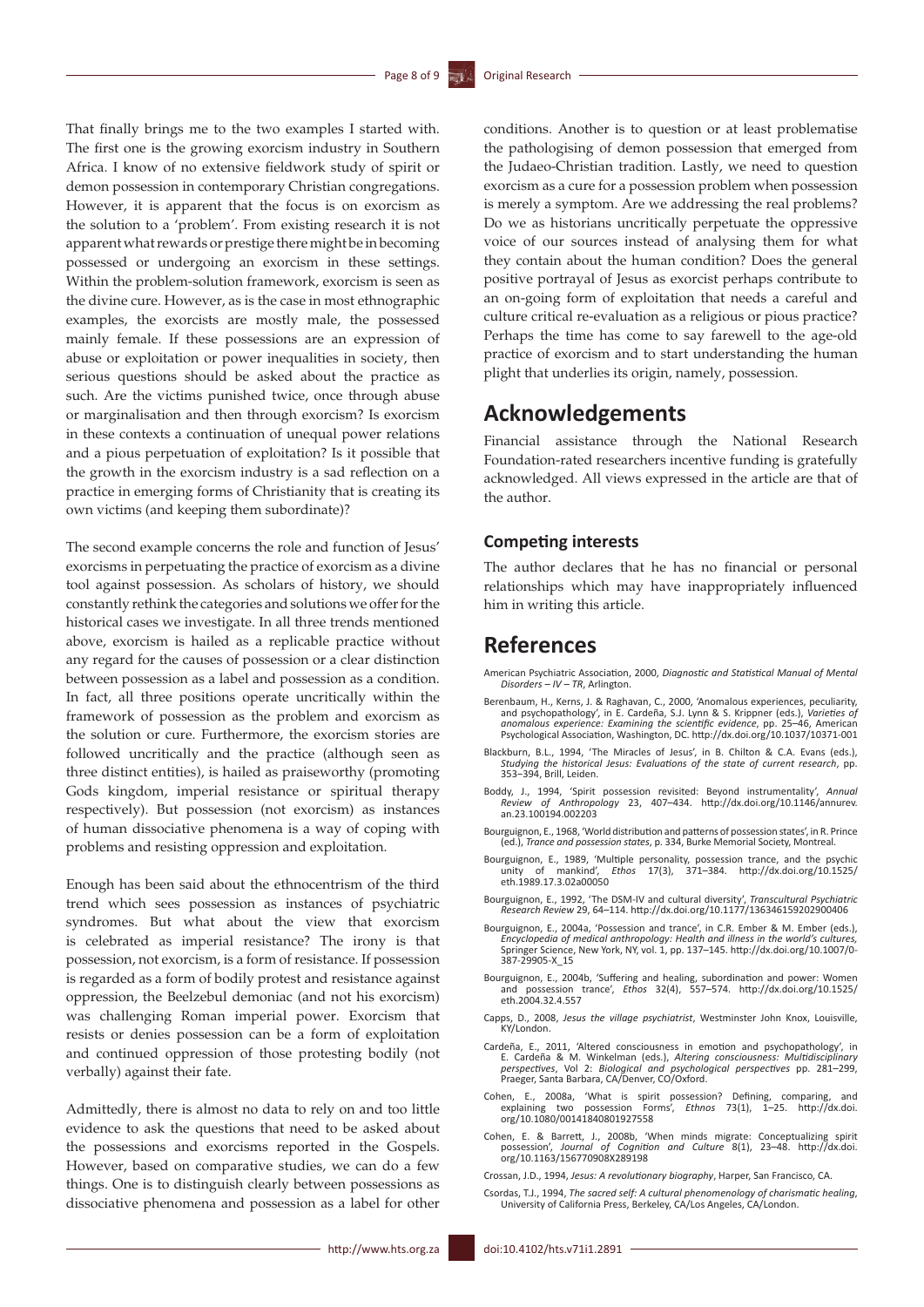That finally brings me to the two examples I started with. The first one is the growing exorcism industry in Southern Africa. I know of no extensive fieldwork study of spirit or demon possession in contemporary Christian congregations. However, it is apparent that the focus is on exorcism as the solution to a 'problem'. From existing research it is not apparent what rewards or prestige there might be in becoming possessed or undergoing an exorcism in these settings. Within the problem-solution framework, exorcism is seen as the divine cure. However, as is the case in most ethnographic examples, the exorcists are mostly male, the possessed mainly female. If these possessions are an expression of abuse or exploitation or power inequalities in society, then serious questions should be asked about the practice as such. Are the victims punished twice, once through abuse or marginalisation and then through exorcism? Is exorcism in these contexts a continuation of unequal power relations and a pious perpetuation of exploitation? Is it possible that the growth in the exorcism industry is a sad reflection on a practice in emerging forms of Christianity that is creating its own victims (and keeping them subordinate)?

The second example concerns the role and function of Jesus' exorcisms in perpetuating the practice of exorcism as a divine tool against possession. As scholars of history, we should constantly rethink the categories and solutions we offer for the historical cases we investigate. In all three trends mentioned above, exorcism is hailed as a replicable practice without any regard for the causes of possession or a clear distinction between possession as a label and possession as a condition. In fact, all three positions operate uncritically within the framework of possession as the problem and exorcism as the solution or cure. Furthermore, the exorcism stories are followed uncritically and the practice (although seen as three distinct entities), is hailed as praiseworthy (promoting Gods kingdom, imperial resistance or spiritual therapy respectively). But possession (not exorcism) as instances of human dissociative phenomena is a way of coping with problems and resisting oppression and exploitation.

Enough has been said about the ethnocentrism of the third trend which sees possession as instances of psychiatric syndromes. But what about the view that exorcism is celebrated as imperial resistance? The irony is that possession, not exorcism, is a form of resistance. If possession is regarded as a form of bodily protest and resistance against oppression, the Beelzebul demoniac (and not his exorcism) was challenging Roman imperial power. Exorcism that resists or denies possession can be a form of exploitation and continued oppression of those protesting bodily (not verbally) against their fate.

Admittedly, there is almost no data to rely on and too little evidence to ask the questions that need to be asked about the possessions and exorcisms reported in the Gospels. However, based on comparative studies, we can do a few things. One is to distinguish clearly between possessions as dissociative phenomena and possession as a label for other conditions. Another is to question or at least problematise the pathologising of demon possession that emerged from the Judaeo-Christian tradition. Lastly, we need to question exorcism as a cure for a possession problem when possession is merely a symptom. Are we addressing the real problems? Do we as historians uncritically perpetuate the oppressive voice of our sources instead of analysing them for what they contain about the human condition? Does the general positive portrayal of Jesus as exorcist perhaps contribute to an on-going form of exploitation that needs a careful and culture critical re-evaluation as a religious or pious practice? Perhaps the time has come to say farewell to the age-old practice of exorcism and to start understanding the human plight that underlies its origin, namely, possession.

## Acknowledgements

Financial assistance through the National Research Foundation-rated researchers incentive funding is gratefully acknowledged. All views expressed in the article are that of the author.

### Competing interests

The author declares that he has no financial or personal relationships which may have inappropriately influenced him in writing this article.

## References

American Psychiatric Association, 2000, *Diagnostic and Statistical Manual of Mental Disorders – IV – TR*, Arlington.

Berenbaum, H., Kerns, J. & Raghavan, C., 2000, 'Anomalous experiences, peculiarity, and psychopathology', in E. Cardeña, S.J. Lynn & S. Krippner (eds.), *Varieties of anomalous experience: Examining the scientific evidence*, pp. 25–46, American Psychological Association, Washington, DC. http://dx.doi.org/10.1037/10371-001

Blackburn, B.L., 1994, 'The Miracles of Jesus', in B. Chilton & C.A. Evans (eds.), *Studying the historical Jesus: Evaluations of the state of current research*, pp. 353–394, Brill, Leiden.

Boddy, J., 1994, 'Spirit possession revisited: Beyond instrumentality', *Annual Review of Anthropology* 23, 407–434. http://dx.doi.org/10.1146/annurev.an.23.100194.002203

Bourguignon, E., 1968, 'World distribution and patterns of possession states', in R. Prince (ed.), *Trance and possession states*, p. 334, Burke Memorial Society, Montreal.

Bourguignon, E., 1989, 'Multiple personality, possession trance, and the psychic unity of mankind', *Ethos* 17(3), 371–384. http://dx.doi.org/10.1525/eth.1989.17.3.02a00050

Bourguignon, E., 1992, 'The DSM-IV and cultural diversity', *Transcultural Psychiatric Research Review* 29, 64–114. http://dx.doi.org/10.1177/136346159202900406

Bourguignon, E., 2004a, 'Possession and trance', in C.R. Ember & M. Ember (eds.), *Encyclopedia of medical anthropology: Health and illness in the world's cultures*, Springer Science, New York, NY, vol. 1, pp. 137–145. http://dx.doi.org/10.1007/0-387-29905-X_15

Bourguignon, E., 2004b, 'Suffering and healing, subordination and power: Women and possession trance', *Ethos* 32(4), 557–574. http://dx.doi.org/10.1525/eth.2004.32.4.557

Capps, D., 2008, *Jesus the village psychiatrist*, Westminster John Knox, Louisville, KY/London.

Cardeña, E., 2011, 'Altered consciousness in emotion and psychopathology', in E. Cardeña & M. Winkelman (eds.), *Altering consciousness: Multidisciplinary perspectives*, Vol 2: *Biological and psychological perspectives* pp. 281–299, Praeger, Santa Barbara, CA/Denver, CO/Oxford.

Cohen, E., 2008a, 'What is spirit possession? Defining, comparing, and explaining two possession Forms', *Ethnos* 73(1), 1–25. http://dx.doi.org/10.1080/00141840801927558

Cohen, E. & Barrett, J., 2008b, 'When minds migrate: Conceptualizing spirit possession', *Journal of Cognition and Culture* 8(1), 23–48. http://dx.doi.org/10.1163/156770908X289198

Crossan, J.D., 1994, *Jesus: A revolutionary biography*, Harper, San Francisco, CA.

Csordas, T.J., 1994, *The sacred self: A cultural phenomenology of charismatic healing*, University of California Press, Berkeley, CA/Los Angeles, CA/London.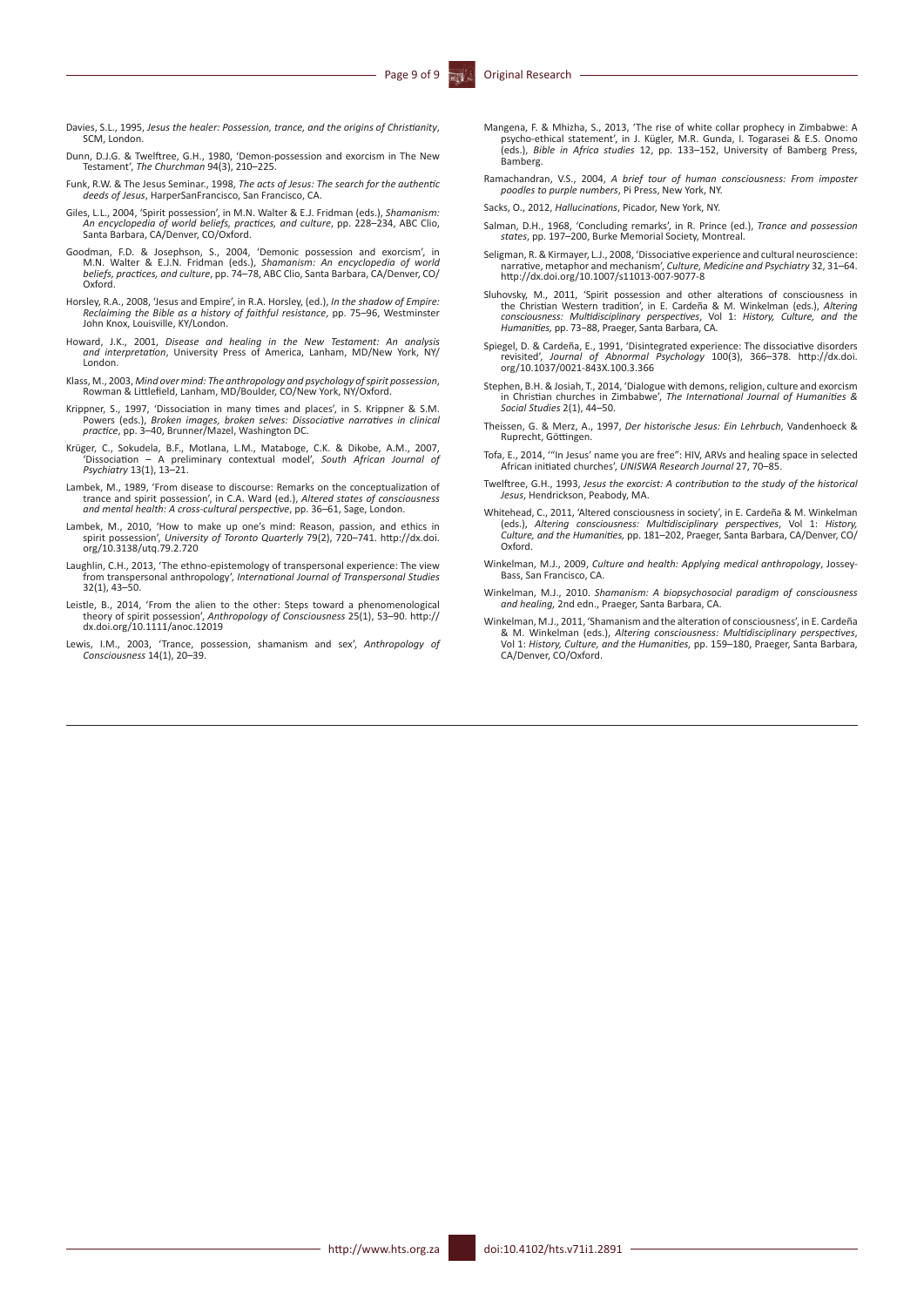Davies, S.L., 1995, *Jesus the healer: Possession, trance, and the origins of Christianity*, SCM, London.

Dunn, D.J.G. & Twelftree, G.H., 1980, 'Demon-possession and exorcism in The New Testament', *The Churchman* 94(3), 210–225.

Funk, R.W. & The Jesus Seminar., 1998, *The acts of Jesus: The search for the authentic deeds of Jesus*, HarperSanFrancisco, San Francisco, CA.

Giles, L.L., 2004, 'Spirit possession', in M.N. Walter & E.J. Fridman (eds.), *Shamanism: An encyclopedia of world beliefs, practices, and culture*, pp. 228–234, ABC Clio, Santa Barbara, CA/Denver, CO/Oxford.

Goodman, F.D. & Josephson, S., 2004, 'Demonic possession and exorcism', in M.N. Walter & E.J.N. Fridman (eds.), *Shamanism: An encyclopedia of world beliefs, practices, and culture*, pp. 74–78, ABC Clio, Santa Barbara, CA/Denver, CO/Oxford.

Horsley, R.A., 2008, 'Jesus and Empire', in R.A. Horsley, (ed.), *In the shadow of Empire: Reclaiming the Bible as a history of faithful resistance*, pp. 75–96, Westminster John Knox, Louisville, KY/London.

Howard, J.K., 2001, *Disease and healing in the New Testament: An analysis and interpretation*, University Press of America, Lanham, MD/New York, NY/London.

Klass, M., 2003, *Mind over mind: The anthropology and psychology of spirit possession*, Rowman & Littlefield, Lanham, MD/Boulder, CO/New York, NY/Oxford.

Krippner, S., 1997, 'Dissociation in many times and places', in S. Krippner & S.M. Powers (eds.), *Broken images, broken selves: Dissociative narratives in clinical practice*, pp. 3–40, Brunner/Mazel, Washington DC.

Krüger, C., Sokudela, B.F., Motlana, L.M., Mataboge, C.K. & Dikobe, A.M., 2007, 'Dissociation – A preliminary contextual model', *South African Journal of Psychiatry* 13(1), 13–21.

Lambek, M., 1989, 'From disease to discourse: Remarks on the conceptualization of trance and spirit possession', in C.A. Ward (ed.), *Altered states of consciousness and mental health: A cross-cultural perspective*, pp. 36–61, Sage, London.

Lambek, M., 2010, 'How to make up one's mind: Reason, passion, and ethics in spirit possession', *University of Toronto Quarterly* 79(2), 720–741. http://dx.doi.org/10.3138/utq.79.2.720

Laughlin, C.H., 2013, 'The ethno-epistemology of transpersonal experience: The view from transpersonal anthropology', *International Journal of Transpersonal Studies* 32(1), 43–50.

Leistle, B., 2014, 'From the alien to the other: Steps toward a phenomenological theory of spirit possession', *Anthropology of Consciousness* 25(1), 53–90. http://dx.doi.org/10.1111/anoc.12019

Lewis, I.M., 2003, 'Trance, possession, shamanism and sex', *Anthropology of Consciousness* 14(1), 20–39.

Mangena, F. & Mhizha, S., 2013, 'The rise of white collar prophecy in Zimbabwe: A psycho-ethical statement', in J. Kügler, M.R. Gunda, I. Togarasei & E.S. Onomo (eds.), *Bible in Africa studies* 12, pp. 133–152, University of Bamberg Press, Bamberg.

Ramachandran, V.S., 2004, *A brief tour of human consciousness: From imposter poodles to purple numbers*, Pi Press, New York, NY.

Sacks, O., 2012, *Hallucinations*, Picador, New York, NY.

Salman, D.H., 1968, 'Concluding remarks', in R. Prince (ed.), *Trance and possession states*, pp. 197–200, Burke Memorial Society, Montreal.

Seligman, R. & Kirmayer, L.J., 2008, 'Dissociative experience and cultural neuroscience: narrative, metaphor and mechanism', *Culture, Medicine and Psychiatry* 32, 31–64. http://dx.doi.org/10.1007/s11013-007-9077-8

Sluhovsky, M., 2011, 'Spirit possession and other alterations of consciousness in the Christian Western tradition', in E. Cardeña & M. Winkelman (eds.), *Altering consciousness: Multidisciplinary perspectives*, Vol 1: *History, Culture, and the Humanities,* pp. 73–88, Praeger, Santa Barbara, CA.

Spiegel, D. & Cardeña, E., 1991, 'Disintegrated experience: The dissociative disorders revisited', *Journal of Abnormal Psychology* 100(3), 366–378. http://dx.doi.org/10.1037/0021-843X.100.3.366

Stephen, B.H. & Josiah, T., 2014, 'Dialogue with demons, religion, culture and exorcism in Christian churches in Zimbabwe', *The International Journal of Humanities & Social Studies* 2(1), 44–50.

Theissen, G. & Merz, A., 1997, *Der historische Jesus: Ein Lehrbuch*, Vandenhoeck & Ruprecht, Göttingen.

Tofa, E., 2014, '"In Jesus' name you are free": HIV, ARVs and healing space in selected African initiated churches', *UNISWA Research Journal* 27, 70–85.

Twelftree, G.H., 1993, *Jesus the exorcist: A contribution to the study of the historical Jesus*, Hendrickson, Peabody, MA.

Whitehead, C., 2011, 'Altered consciousness in society', in E. Cardeña & M. Winkelman (eds.), *Altering consciousness: Multidisciplinary perspectives*, Vol 1: *History, Culture, and the Humanities,* pp. 181–202, Praeger, Santa Barbara, CA/Denver, CO/Oxford.

Winkelman, M.J., 2009, *Culture and health: Applying medical anthropology*, Jossey-Bass, San Francisco, CA.

Winkelman, M.J., 2010. *Shamanism: A biopsychosocial paradigm of consciousness and healing,* 2nd edn., Praeger, Santa Barbara, CA.

Winkelman, M.J., 2011, 'Shamanism and the alteration of consciousness', in E. Cardeña & M. Winkelman (eds.), *Altering consciousness: Multidisciplinary perspectives*, Vol 1: *History, Culture, and the Humanities,* pp. 159–180, Praeger, Santa Barbara, CA/Denver, CO/Oxford.